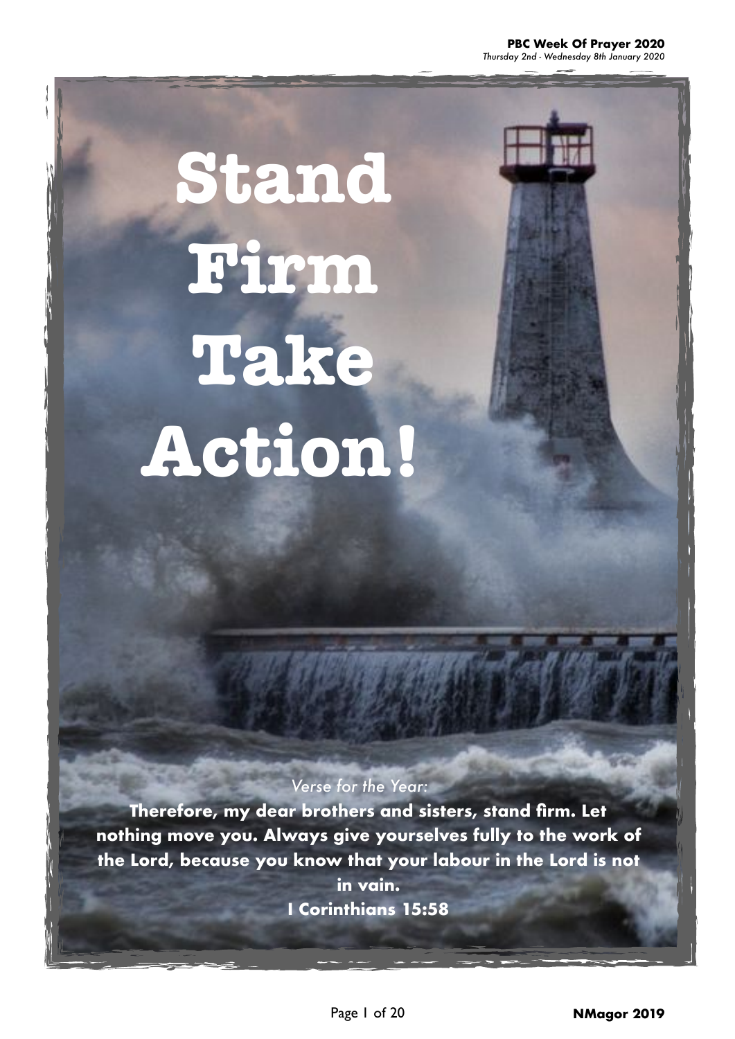# Stand Firm Take Action!

*Verse for the Year:*

**Therefore, my dear brothers and sisters, stand firm. Let nothing move you. Always give yourselves fully to the work of the Lord, because you know that your labour in the Lord is not in vain.**

**I Corinthians 15:58**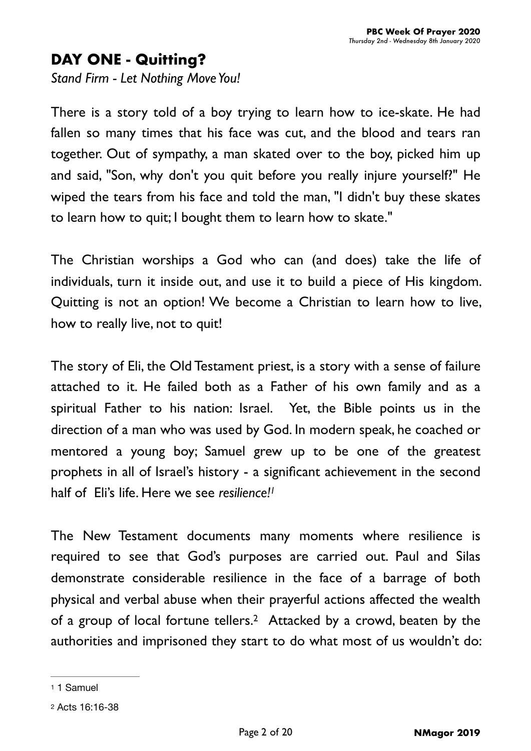## DAY ONE - Quitting?

*Stand Firm - Let Nothing Move You!*

There is a story told of a boy trying to learn how to ice-skate. He had fallen so many times that his face was cut, and the blood and tears ran together. Out of sympathy, a man skated over to the boy, picked him up and said, "Son, why don't you quit before you really injure yourself?" He wiped the tears from his face and told the man, "I didn't buy these skates to learn how to quit; I bought them to learn how to skate."

The Christian worships a God who can (and does) take the life of individuals, turn it inside out, and use it to build a piece of His kingdom. Quitting is not an option! We become a Christian to learn how to live, how to really live, not to quit!

The story of Eli, the Old Testament priest, is a story with a sense of failure attached to it. He failed both as a Father of his own family and as a spiritual Father to his nation: Israel. Yet, the Bible points us in the direction of a man who was used by God. In modern speak, he coached or mentored a young boy; Samuel grew up to be one of the greatest prophets in all of Israel's history - a significant achievement in the second half of Eli's life. Here we see *resilience!*[1]

The New Testament documents many moments where resilience is required to see that God's purposes are carried out. Paul and Silas demonstrate considerable resilience in the face of a barrage of both physical and verbal abuse when their prayerful actions affected the wealth of a group of local fortune tellers.[2] Attacked by a crowd, beaten by the authorities and imprisoned they start to do what most of us wouldn't do:

---

[1] 1 Samuel

[2] Acts 16:16-38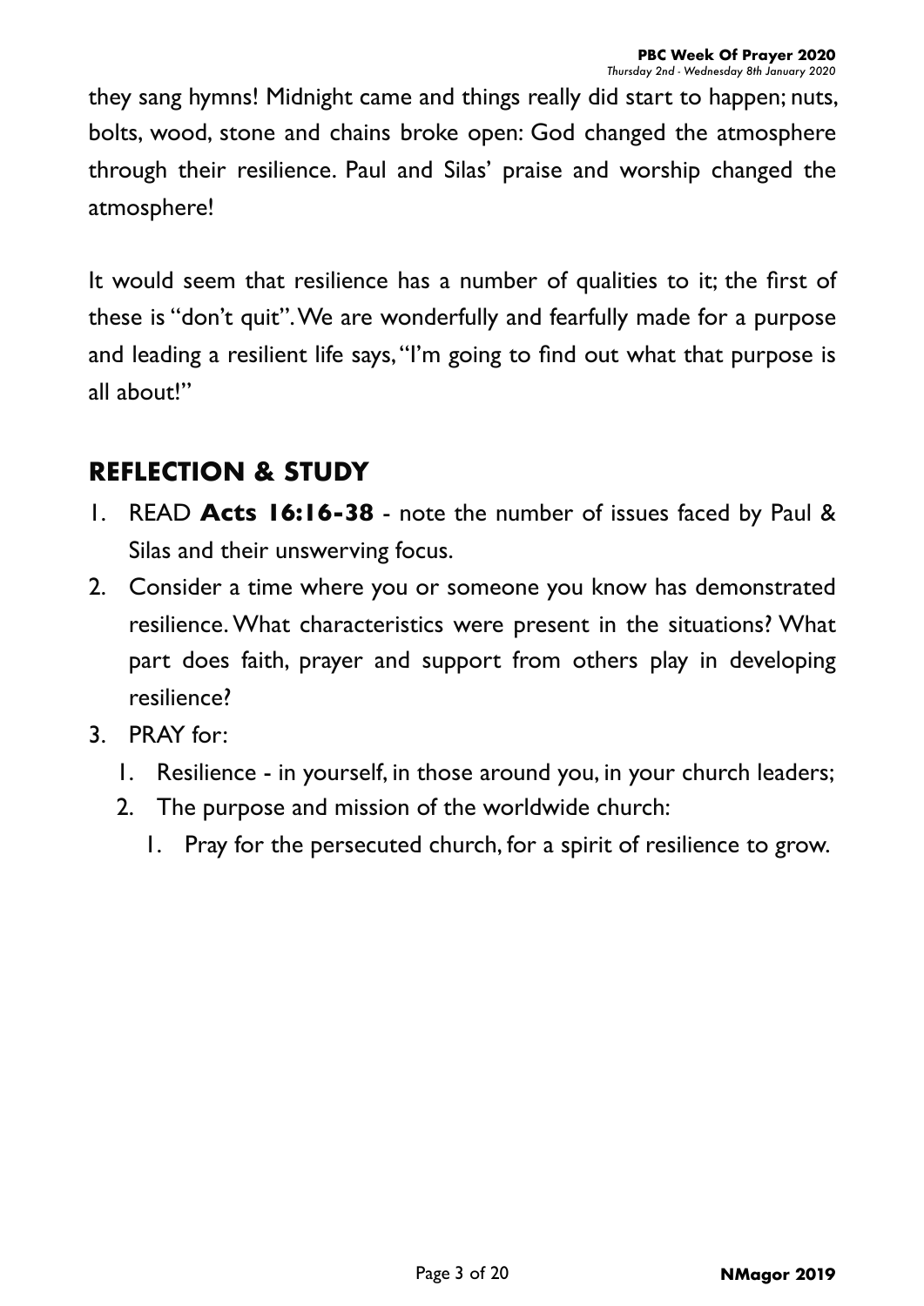they sang hymns! Midnight came and things really did start to happen; nuts, bolts, wood, stone and chains broke open: God changed the atmosphere through their resilience. Paul and Silas' praise and worship changed the atmosphere!

It would seem that resilience has a number of qualities to it; the first of these is "don't quit". We are wonderfully and fearfully made for a purpose and leading a resilient life says, "I'm going to find out what that purpose is all about!"

## REFLECTION & STUDY

1. READ **Acts 16:16-38** - note the number of issues faced by Paul & Silas and their unswerving focus.
2. Consider a time where you or someone you know has demonstrated resilience. What characteristics were present in the situations? What part does faith, prayer and support from others play in developing resilience?
3. PRAY for:
    1. Resilience - in yourself, in those around you, in your church leaders;
    2. The purpose and mission of the worldwide church:
        1. Pray for the persecuted church, for a spirit of resilience to grow.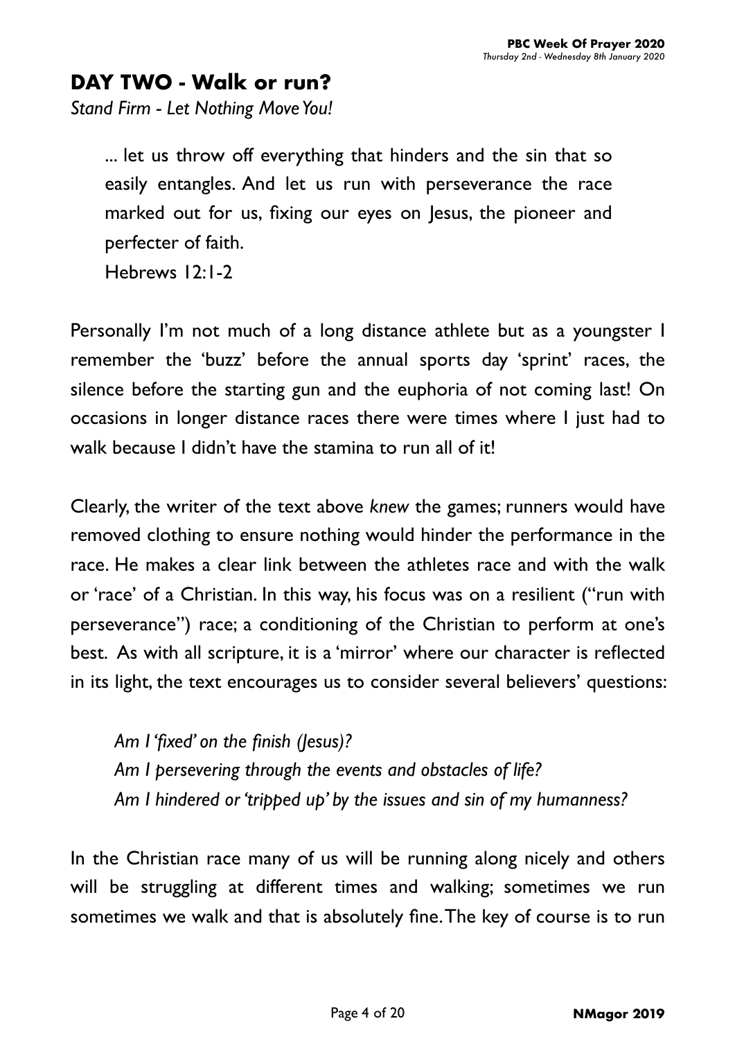## DAY TWO - Walk or run?

*Stand Firm - Let Nothing Move You!*

> ... let us throw off everything that hinders and the sin that so easily entangles. And let us run with perseverance the race marked out for us, fixing our eyes on Jesus, the pioneer and perfecter of faith.
> Hebrews 12:1-2

Personally I'm not much of a long distance athlete but as a youngster I remember the 'buzz' before the annual sports day 'sprint' races, the silence before the starting gun and the euphoria of not coming last! On occasions in longer distance races there were times where I just had to walk because I didn't have the stamina to run all of it!

Clearly, the writer of the text above *knew* the games; runners would have removed clothing to ensure nothing would hinder the performance in the race. He makes a clear link between the athletes race and with the walk or 'race' of a Christian. In this way, his focus was on a resilient ("run with perseverance") race; a conditioning of the Christian to perform at one's best. As with all scripture, it is a 'mirror' where our character is reflected in its light, the text encourages us to consider several believers' questions:

> *Am I 'fixed' on the finish (Jesus)?*
> *Am I persevering through the events and obstacles of life?*
> *Am I hindered or 'tripped up' by the issues and sin of my humanness?*

In the Christian race many of us will be running along nicely and others will be struggling at different times and walking; sometimes we run sometimes we walk and that is absolutely fine. The key of course is to run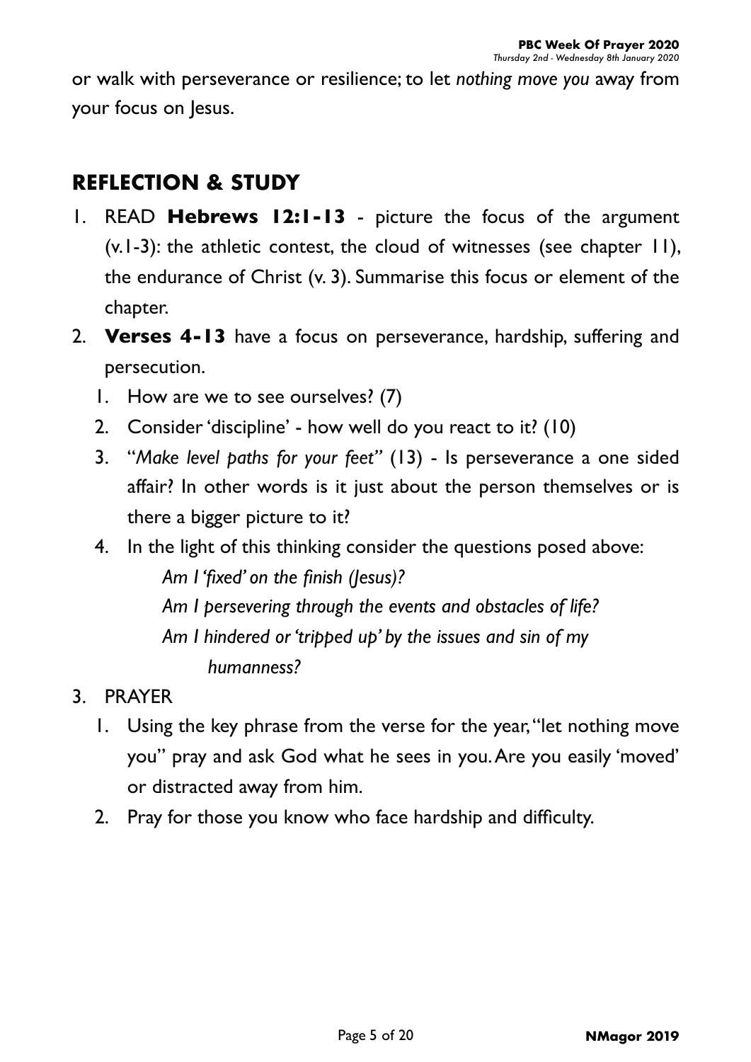or walk with perseverance or resilience; to let *nothing move you* away from your focus on Jesus.

## REFLECTION & STUDY

1. READ **Hebrews 12:1-13** - picture the focus of the argument (v.1-3): the athletic contest, the cloud of witnesses (see chapter 11), the endurance of Christ (v. 3). Summarise this focus or element of the chapter.
2. **Verses 4-13** have a focus on perseverance, hardship, suffering and persecution.
   1. How are we to see ourselves? (7)
   2. Consider 'discipline' - how well do you react to it? (10)
   3. "*Make level paths for your feet*" (13) - Is perseverance a one sided affair? In other words is it just about the person themselves or is there a bigger picture to it?
   4. In the light of this thinking consider the questions posed above:

      *Am I 'fixed' on the finish (Jesus)?*

      *Am I persevering through the events and obstacles of life?*

      *Am I hindered or 'tripped up' by the issues and sin of my humanness?*
3. PRAYER
   1. Using the key phrase from the verse for the year, "let nothing move you" pray and ask God what he sees in you. Are you easily 'moved' or distracted away from him.
   2. Pray for those you know who face hardship and difficulty.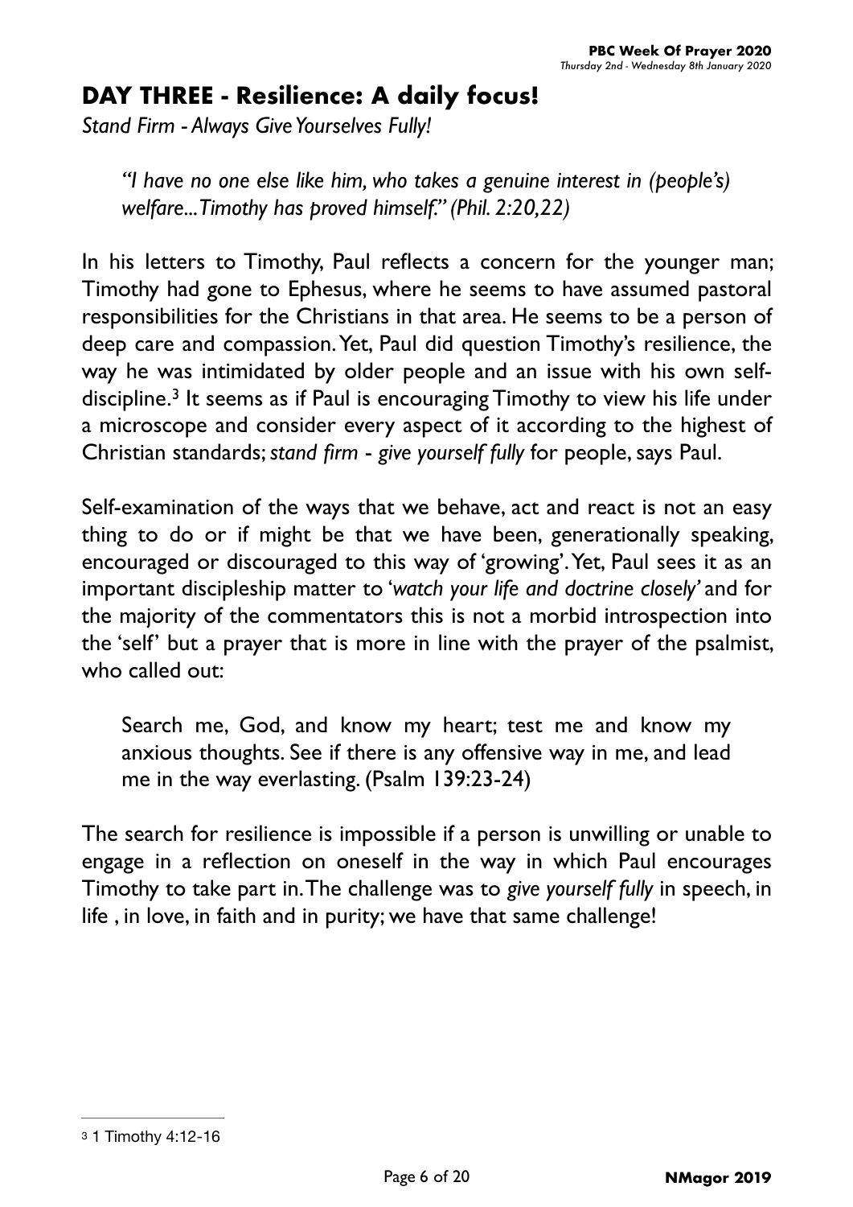## DAY THREE - Resilience: A daily focus!

*Stand Firm - Always Give Yourselves Fully!*

> *"I have no one else like him, who takes a genuine interest in (people's) welfare...Timothy has proved himself." (Phil. 2:20,22)*

In his letters to Timothy, Paul reflects a concern for the younger man; Timothy had gone to Ephesus, where he seems to have assumed pastoral responsibilities for the Christians in that area. He seems to be a person of deep care and compassion. Yet, Paul did question Timothy's resilience, the way he was intimidated by older people and an issue with his own self-discipline.[3] It seems as if Paul is encouraging Timothy to view his life under a microscope and consider every aspect of it according to the highest of Christian standards; *stand firm - give yourself fully* for people, says Paul.

Self-examination of the ways that we behave, act and react is not an easy thing to do or if might be that we have been, generationally speaking, encouraged or discouraged to this way of 'growing'. Yet, Paul sees it as an important discipleship matter to '*watch your life and doctrine closely'* and for the majority of the commentators this is not a morbid introspection into the 'self' but a prayer that is more in line with the prayer of the psalmist, who called out:

> Search me, God, and know my heart; test me and know my anxious thoughts. See if there is any offensive way in me, and lead me in the way everlasting. (Psalm 139:23-24)

The search for resilience is impossible if a person is unwilling or unable to engage in a reflection on oneself in the way in which Paul encourages Timothy to take part in. The challenge was to *give yourself fully* in speech, in life , in love, in faith and in purity; we have that same challenge!

---

[3] 1 Timothy 4:12-16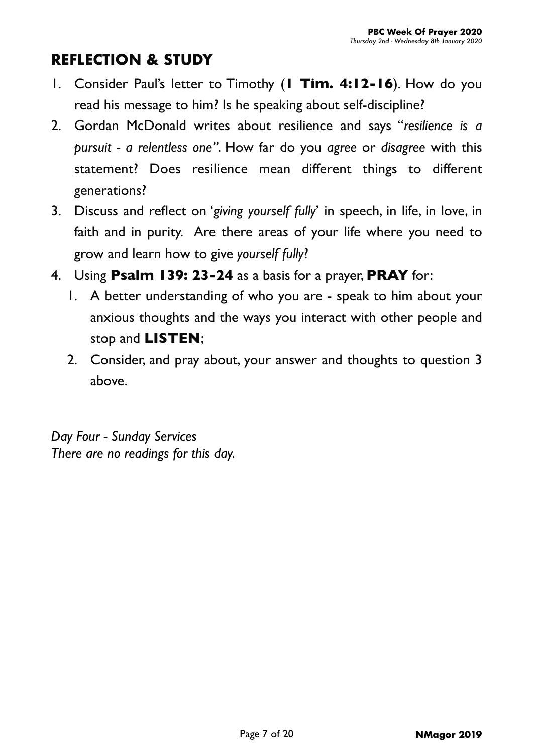## REFLECTION & STUDY

1. Consider Paul's letter to Timothy (**1 Tim. 4:12-16**). How do you read his message to him? Is he speaking about self-discipline?
2. Gordan McDonald writes about resilience and says "*resilience is a pursuit - a relentless one"*. How far do you *agree* or *disagree* with this statement? Does resilience mean different things to different generations?
3. Discuss and reflect on '*giving yourself fully*' in speech, in life, in love, in faith and in purity. Are there areas of your life where you need to grow and learn how to give *yourself fully*?
4. Using **Psalm 139: 23-24** as a basis for a prayer, **PRAY** for:
   1. A better understanding of who you are - speak to him about your anxious thoughts and the ways you interact with other people and stop and **LISTEN**;
   2. Consider, and pray about, your answer and thoughts to question 3 above.

*Day Four - Sunday Services*
*There are no readings for this day.*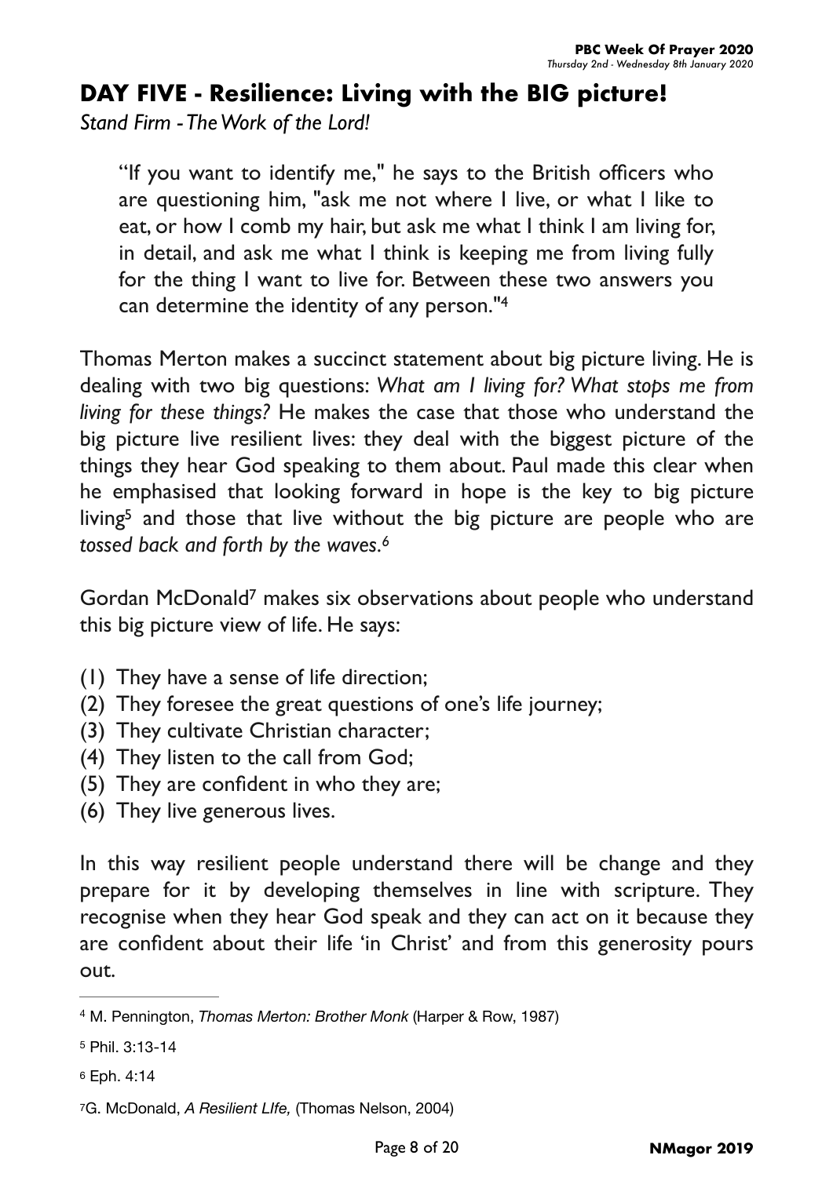## DAY FIVE - Resilience: Living with the BIG picture!

*Stand Firm - The Work of the Lord!*

> "If you want to identify me," he says to the British officers who are questioning him, "ask me not where I live, or what I like to eat, or how I comb my hair, but ask me what I think I am living for, in detail, and ask me what I think is keeping me from living fully for the thing I want to live for. Between these two answers you can determine the identity of any person."[4]

Thomas Merton makes a succinct statement about big picture living. He is dealing with two big questions: *What am I living for? What stops me from living for these things?* He makes the case that those who understand the big picture live resilient lives: they deal with the biggest picture of the things they hear God speaking to them about. Paul made this clear when he emphasised that looking forward in hope is the key to big picture living[5] and those that live without the big picture are people who are *tossed back and forth by the waves.*[6]

Gordan McDonald[7] makes six observations about people who understand this big picture view of life. He says:

(1) They have a sense of life direction;
(2) They foresee the great questions of one's life journey;
(3) They cultivate Christian character;
(4) They listen to the call from God;
(5) They are confident in who they are;
(6) They live generous lives.

In this way resilient people understand there will be change and they prepare for it by developing themselves in line with scripture. They recognise when they hear God speak and they can act on it because they are confident about their life 'in Christ' and from this generosity pours out.

---

[4] M. Pennington, *Thomas Merton: Brother Monk* (Harper & Row, 1987)

[5] Phil. 3:13-14

[6] Eph. 4:14

[7] G. McDonald, *A Resilient LIfe,* (Thomas Nelson, 2004)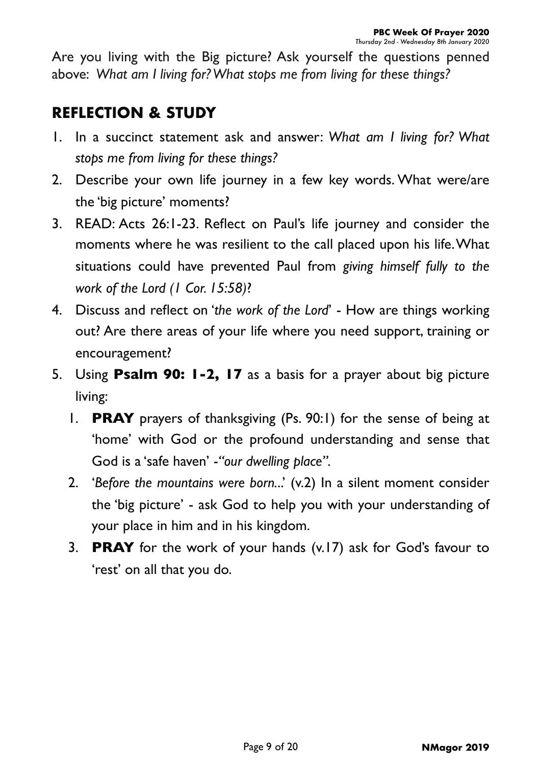Are you living with the Big picture? Ask yourself the questions penned above: *What am I living for? What stops me from living for these things?*

## REFLECTION & STUDY

1. In a succinct statement ask and answer: *What am I living for? What stops me from living for these things?*
2. Describe your own life journey in a few key words. What were/are the 'big picture' moments?
3. READ: Acts 26:1-23. Reflect on Paul's life journey and consider the moments where he was resilient to the call placed upon his life. What situations could have prevented Paul from *giving himself fully to the work of the Lord (1 Cor. 15:58)*?
4. Discuss and reflect on '*the work of the Lord*' - How are things working out? Are there areas of your life where you need support, training or encouragement?
5. Using **Psalm 90: 1-2, 17** as a basis for a prayer about big picture living:
    1. **PRAY** prayers of thanksgiving (Ps. 90:1) for the sense of being at 'home' with God or the profound understanding and sense that God is a 'safe haven' -*"our dwelling place"*.
    2. '*Before the mountains were born...*' (v.2) In a silent moment consider the 'big picture' - ask God to help you with your understanding of your place in him and in his kingdom.
    3. **PRAY** for the work of your hands (v.17) ask for God's favour to 'rest' on all that you do.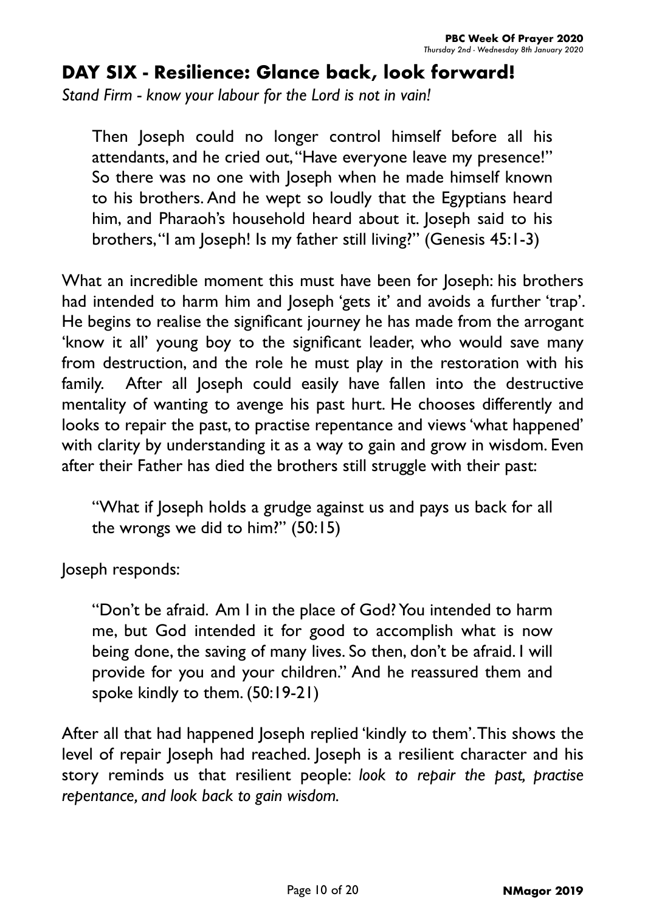## DAY SIX - Resilience: Glance back, look forward!

*Stand Firm - know your labour for the Lord is not in vain!*

> Then Joseph could no longer control himself before all his attendants, and he cried out, "Have everyone leave my presence!" So there was no one with Joseph when he made himself known to his brothers. And he wept so loudly that the Egyptians heard him, and Pharaoh's household heard about it. Joseph said to his brothers, "I am Joseph! Is my father still living?" (Genesis 45:1-3)

What an incredible moment this must have been for Joseph: his brothers had intended to harm him and Joseph 'gets it' and avoids a further 'trap'. He begins to realise the significant journey he has made from the arrogant 'know it all' young boy to the significant leader, who would save many from destruction, and the role he must play in the restoration with his family. After all Joseph could easily have fallen into the destructive mentality of wanting to avenge his past hurt. He chooses differently and looks to repair the past, to practise repentance and views 'what happened' with clarity by understanding it as a way to gain and grow in wisdom. Even after their Father has died the brothers still struggle with their past:

> "What if Joseph holds a grudge against us and pays us back for all the wrongs we did to him?" (50:15)

Joseph responds:

> "Don't be afraid. Am I in the place of God? You intended to harm me, but God intended it for good to accomplish what is now being done, the saving of many lives. So then, don't be afraid. I will provide for you and your children." And he reassured them and spoke kindly to them. (50:19-21)

After all that had happened Joseph replied 'kindly to them'. This shows the level of repair Joseph had reached. Joseph is a resilient character and his story reminds us that resilient people: *look to repair the past, practise repentance, and look back to gain wisdom.*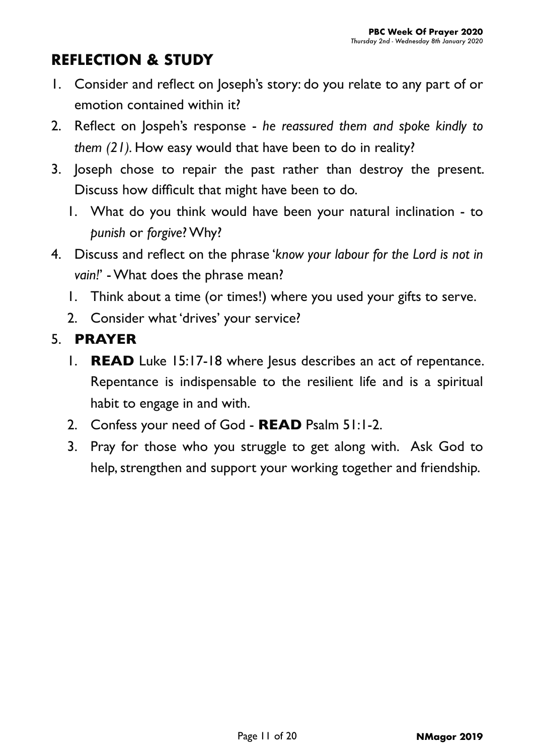## REFLECTION & STUDY

1. Consider and reflect on Joseph's story: do you relate to any part of or emotion contained within it?
2. Reflect on Jospeh's response - *he reassured them and spoke kindly to them (21).* How easy would that have been to do in reality?
3. Joseph chose to repair the past rather than destroy the present. Discuss how difficult that might have been to do.
    1. What do you think would have been your natural inclination - to *punish* or *forgive*? Why?
4. Discuss and reflect on the phrase '*know your labour for the Lord is not in vain!*' - What does the phrase mean?
    1. Think about a time (or times!) where you used your gifts to serve.
    2. Consider what 'drives' your service?
5. **PRAYER**
    1. **READ** Luke 15:17-18 where Jesus describes an act of repentance. Repentance is indispensable to the resilient life and is a spiritual habit to engage in and with.
    2. Confess your need of God - **READ** Psalm 51:1-2.
    3. Pray for those who you struggle to get along with. Ask God to help, strengthen and support your working together and friendship.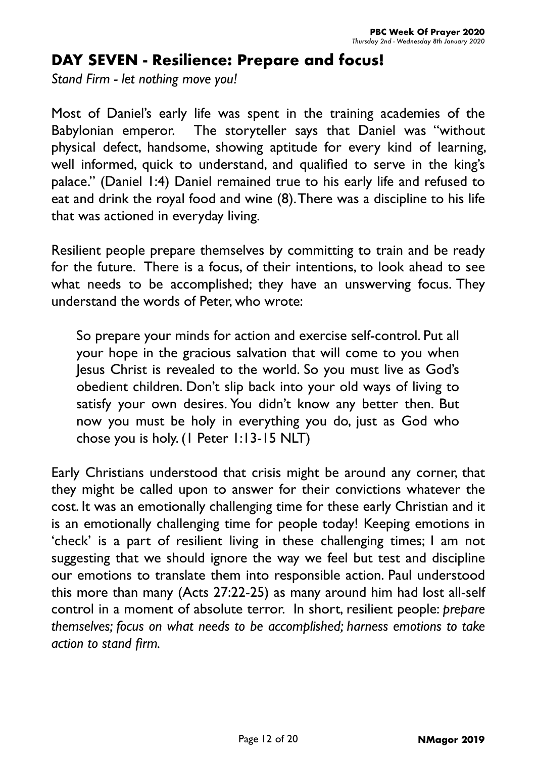## DAY SEVEN - Resilience: Prepare and focus!

*Stand Firm - let nothing move you!*

Most of Daniel's early life was spent in the training academies of the Babylonian emperor. The storyteller says that Daniel was "without physical defect, handsome, showing aptitude for every kind of learning, well informed, quick to understand, and qualified to serve in the king's palace." (Daniel 1:4) Daniel remained true to his early life and refused to eat and drink the royal food and wine (8). There was a discipline to his life that was actioned in everyday living.

Resilient people prepare themselves by committing to train and be ready for the future. There is a focus, of their intentions, to look ahead to see what needs to be accomplished; they have an unswerving focus. They understand the words of Peter, who wrote:

> So prepare your minds for action and exercise self-control. Put all your hope in the gracious salvation that will come to you when Jesus Christ is revealed to the world. So you must live as God's obedient children. Don't slip back into your old ways of living to satisfy your own desires. You didn't know any better then. But now you must be holy in everything you do, just as God who chose you is holy. (1 Peter 1:13-15 NLT)

Early Christians understood that crisis might be around any corner, that they might be called upon to answer for their convictions whatever the cost. It was an emotionally challenging time for these early Christian and it is an emotionally challenging time for people today! Keeping emotions in 'check' is a part of resilient living in these challenging times; I am not suggesting that we should ignore the way we feel but test and discipline our emotions to translate them into responsible action. Paul understood this more than many (Acts 27:22-25) as many around him had lost all-self control in a moment of absolute terror. In short, resilient people: *prepare themselves; focus on what needs to be accomplished; harness emotions to take action to stand firm.*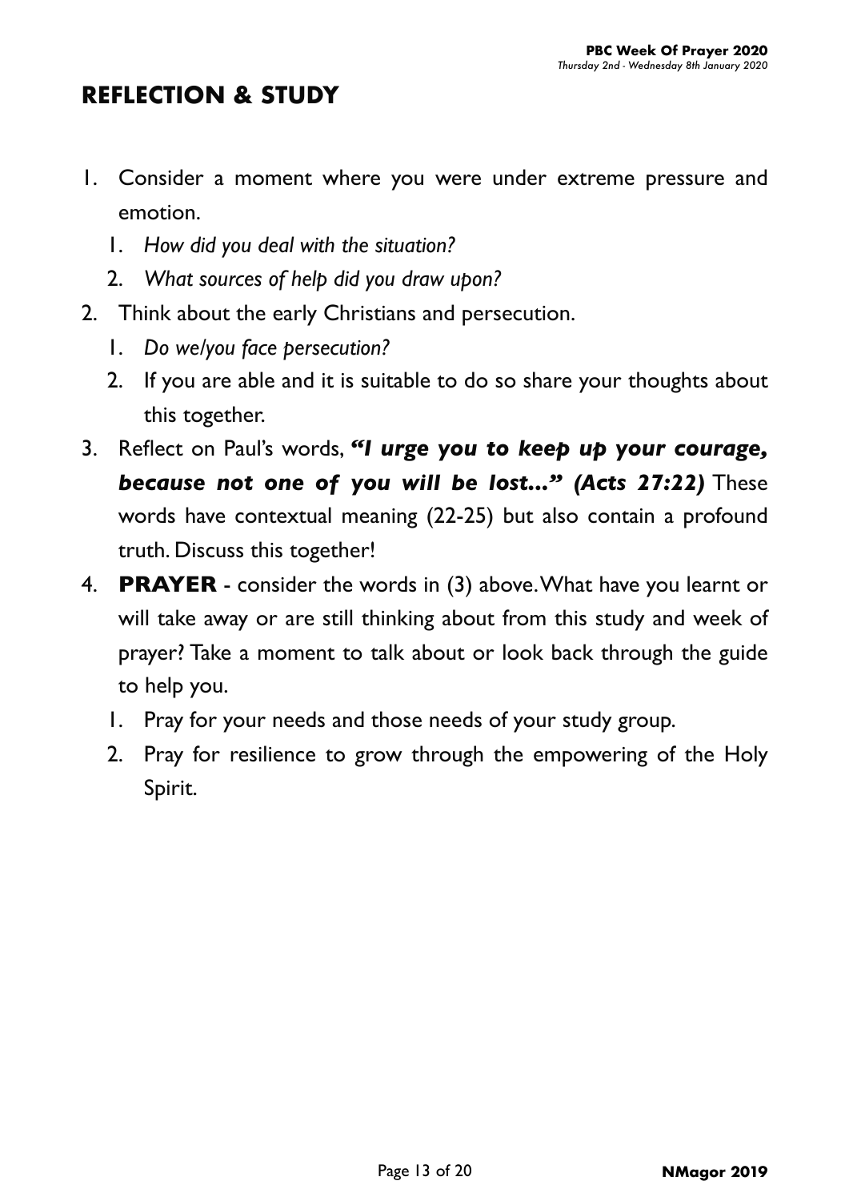## REFLECTION & STUDY

1. Consider a moment where you were under extreme pressure and emotion.
   1. *How did you deal with the situation?*
   2. *What sources of help did you draw upon?*
2. Think about the early Christians and persecution.
   1. *Do we/you face persecution?*
   2. If you are able and it is suitable to do so share your thoughts about this together.
3. Reflect on Paul's words, ***"I urge you to keep up your courage, because not one of you will be lost..." (Acts 27:22)*** These words have contextual meaning (22-25) but also contain a profound truth. Discuss this together!
4. **PRAYER** - consider the words in (3) above. What have you learnt or will take away or are still thinking about from this study and week of prayer? Take a moment to talk about or look back through the guide to help you.
   1. Pray for your needs and those needs of your study group.
   2. Pray for resilience to grow through the empowering of the Holy Spirit.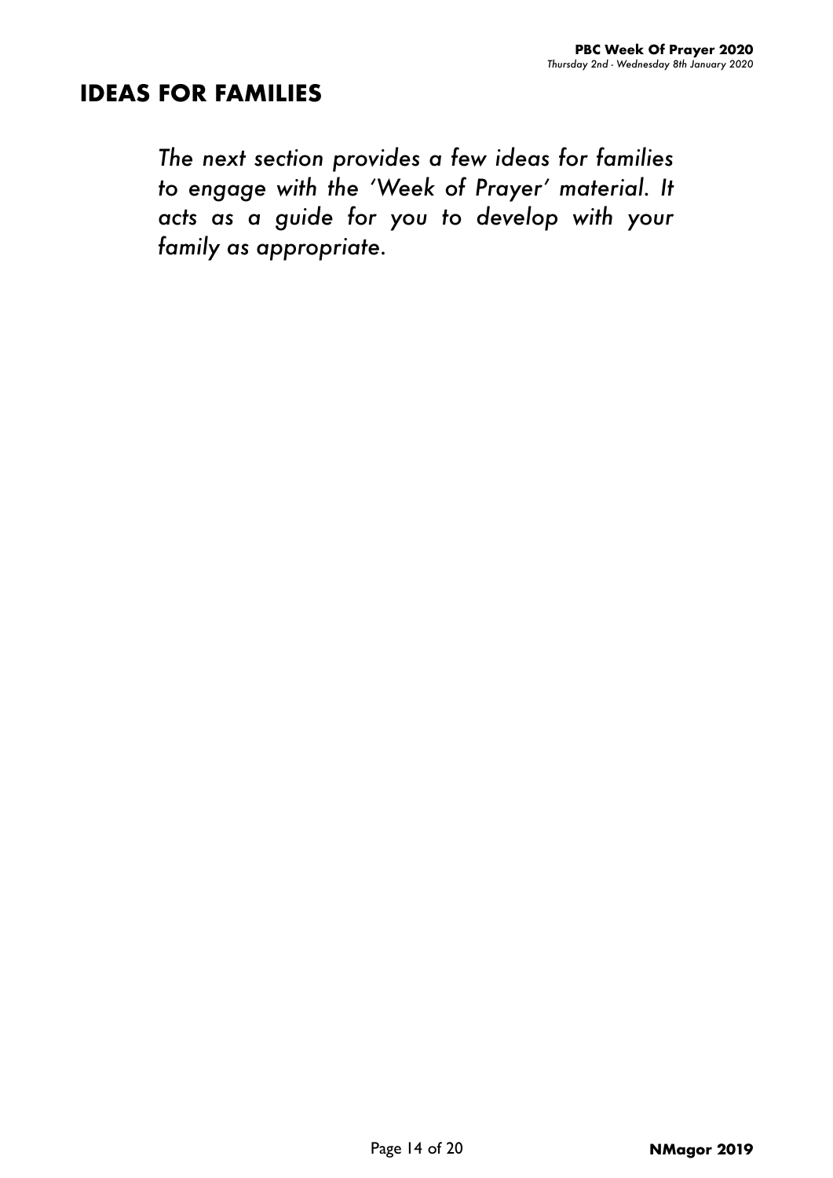# IDEAS FOR FAMILIES

*The next section provides a few ideas for families to engage with the 'Week of Prayer' material. It acts as a guide for you to develop with your family as appropriate.*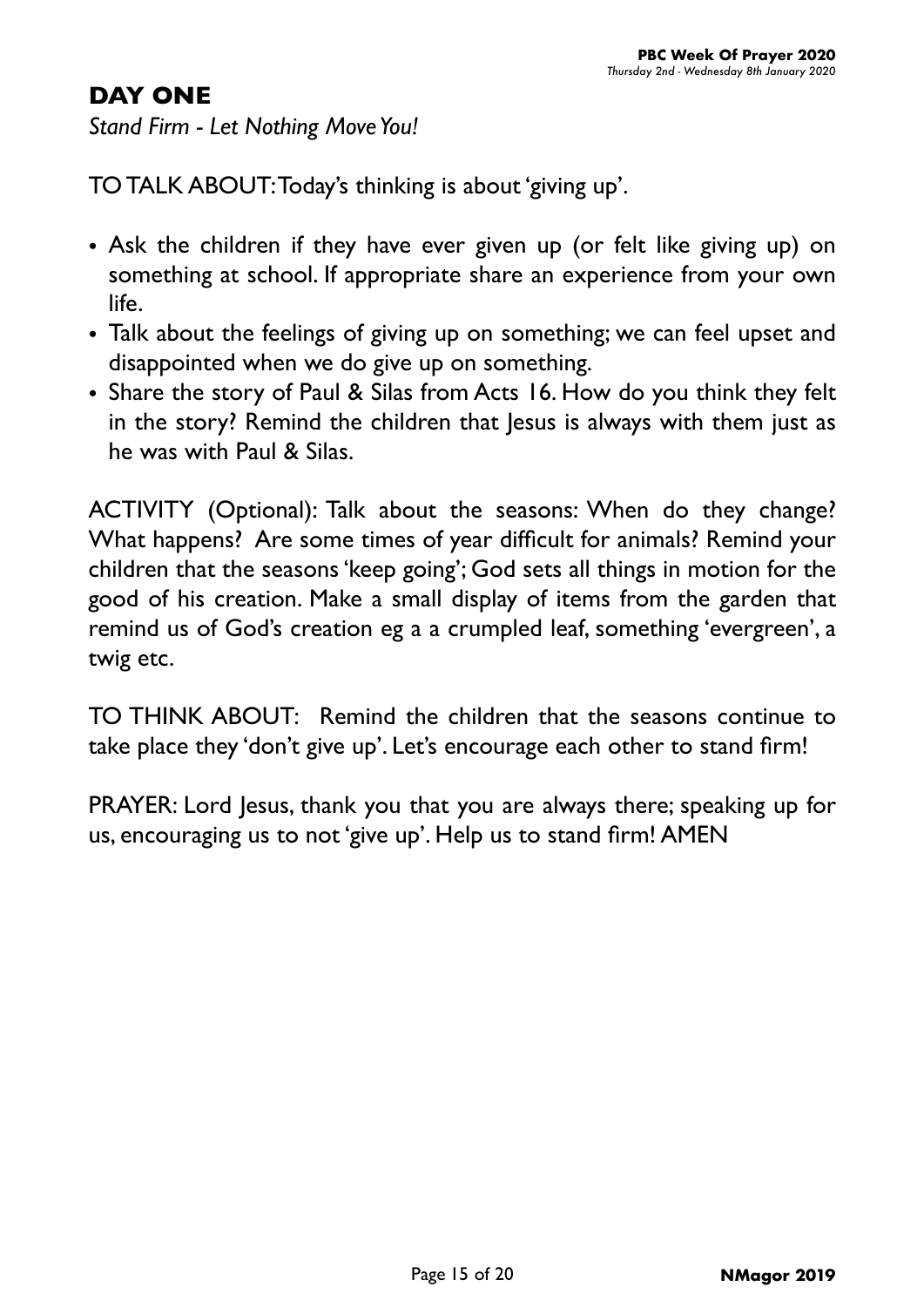## DAY ONE

*Stand Firm - Let Nothing Move You!*

TO TALK ABOUT: Today's thinking is about 'giving up'.

- Ask the children if they have ever given up (or felt like giving up) on something at school. If appropriate share an experience from your own life.
- Talk about the feelings of giving up on something; we can feel upset and disappointed when we do give up on something.
- Share the story of Paul & Silas from Acts 16. How do you think they felt in the story? Remind the children that Jesus is always with them just as he was with Paul & Silas.

ACTIVITY (Optional): Talk about the seasons: When do they change? What happens? Are some times of year difficult for animals? Remind your children that the seasons 'keep going'; God sets all things in motion for the good of his creation. Make a small display of items from the garden that remind us of God's creation eg a a crumpled leaf, something 'evergreen', a twig etc.

TO THINK ABOUT: Remind the children that the seasons continue to take place they 'don't give up'. Let's encourage each other to stand firm!

PRAYER: Lord Jesus, thank you that you are always there; speaking up for us, encouraging us to not 'give up'. Help us to stand firm! AMEN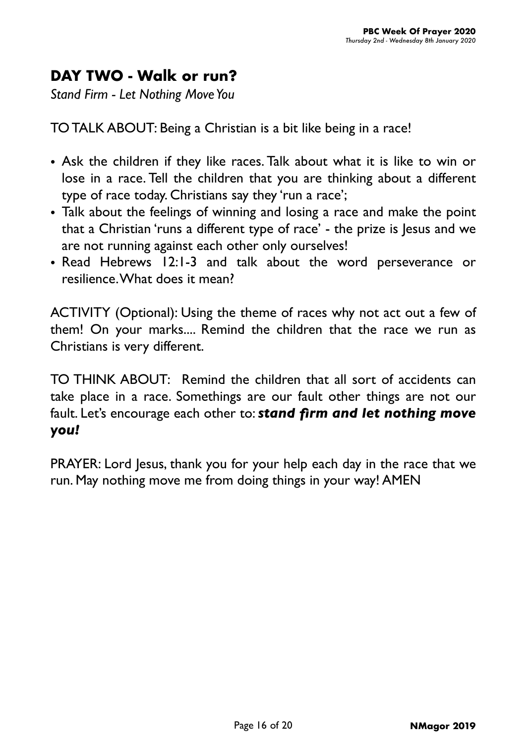## DAY TWO - Walk or run?

*Stand Firm - Let Nothing Move You*

TO TALK ABOUT: Being a Christian is a bit like being in a race!

- Ask the children if they like races. Talk about what it is like to win or lose in a race. Tell the children that you are thinking about a different type of race today. Christians say they 'run a race';
- Talk about the feelings of winning and losing a race and make the point that a Christian 'runs a different type of race' - the prize is Jesus and we are not running against each other only ourselves!
- Read Hebrews 12:1-3 and talk about the word perseverance or resilience. What does it mean?

ACTIVITY (Optional): Using the theme of races why not act out a few of them! On your marks.... Remind the children that the race we run as Christians is very different.

TO THINK ABOUT: Remind the children that all sort of accidents can take place in a race. Somethings are our fault other things are not our fault. Let's encourage each other to: ***stand firm and let nothing move you!***

PRAYER: Lord Jesus, thank you for your help each day in the race that we run. May nothing move me from doing things in your way! AMEN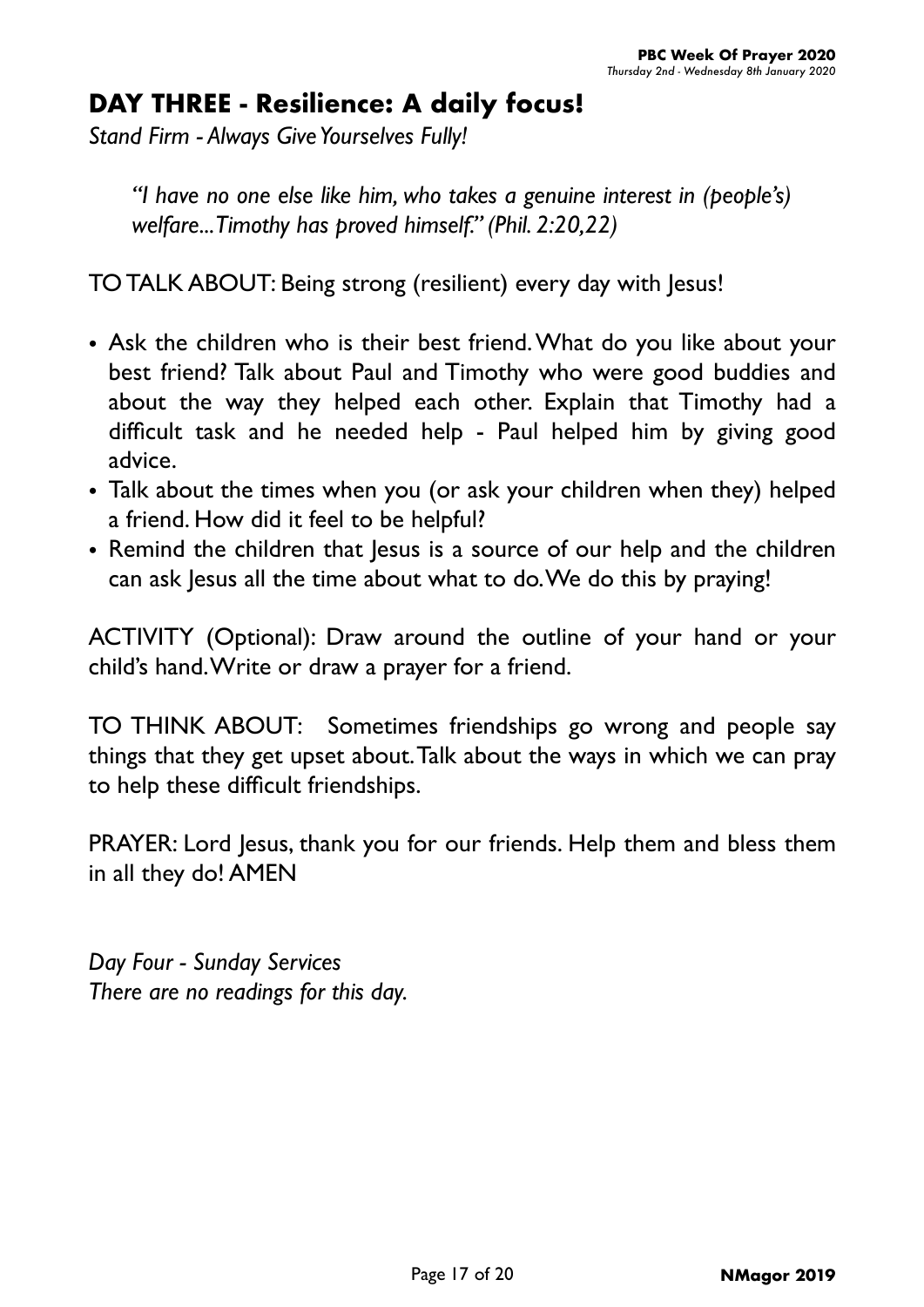## DAY THREE - Resilience: A daily focus!

*Stand Firm - Always Give Yourselves Fully!*

> *"I have no one else like him, who takes a genuine interest in (people's) welfare...Timothy has proved himself." (Phil. 2:20,22)*

TO TALK ABOUT: Being strong (resilient) every day with Jesus!

- Ask the children who is their best friend. What do you like about your best friend? Talk about Paul and Timothy who were good buddies and about the way they helped each other. Explain that Timothy had a difficult task and he needed help - Paul helped him by giving good advice.
- Talk about the times when you (or ask your children when they) helped a friend. How did it feel to be helpful?
- Remind the children that Jesus is a source of our help and the children can ask Jesus all the time about what to do. We do this by praying!

ACTIVITY (Optional): Draw around the outline of your hand or your child's hand. Write or draw a prayer for a friend.

TO THINK ABOUT: Sometimes friendships go wrong and people say things that they get upset about. Talk about the ways in which we can pray to help these difficult friendships.

PRAYER: Lord Jesus, thank you for our friends. Help them and bless them in all they do! AMEN

*Day Four - Sunday Services*
*There are no readings for this day.*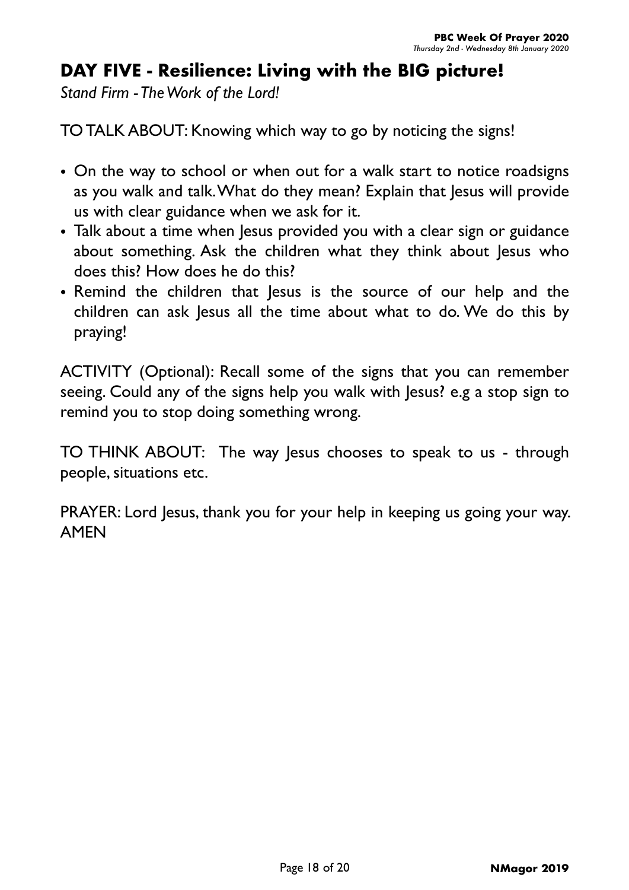## DAY FIVE - Resilience: Living with the BIG picture!

*Stand Firm - The Work of the Lord!*

TO TALK ABOUT: Knowing which way to go by noticing the signs!

- On the way to school or when out for a walk start to notice roadsigns as you walk and talk. What do they mean? Explain that Jesus will provide us with clear guidance when we ask for it.
- Talk about a time when Jesus provided you with a clear sign or guidance about something. Ask the children what they think about Jesus who does this? How does he do this?
- Remind the children that Jesus is the source of our help and the children can ask Jesus all the time about what to do. We do this by praying!

ACTIVITY (Optional): Recall some of the signs that you can remember seeing. Could any of the signs help you walk with Jesus? e.g a stop sign to remind you to stop doing something wrong.

TO THINK ABOUT: The way Jesus chooses to speak to us - through people, situations etc.

PRAYER: Lord Jesus, thank you for your help in keeping us going your way. AMEN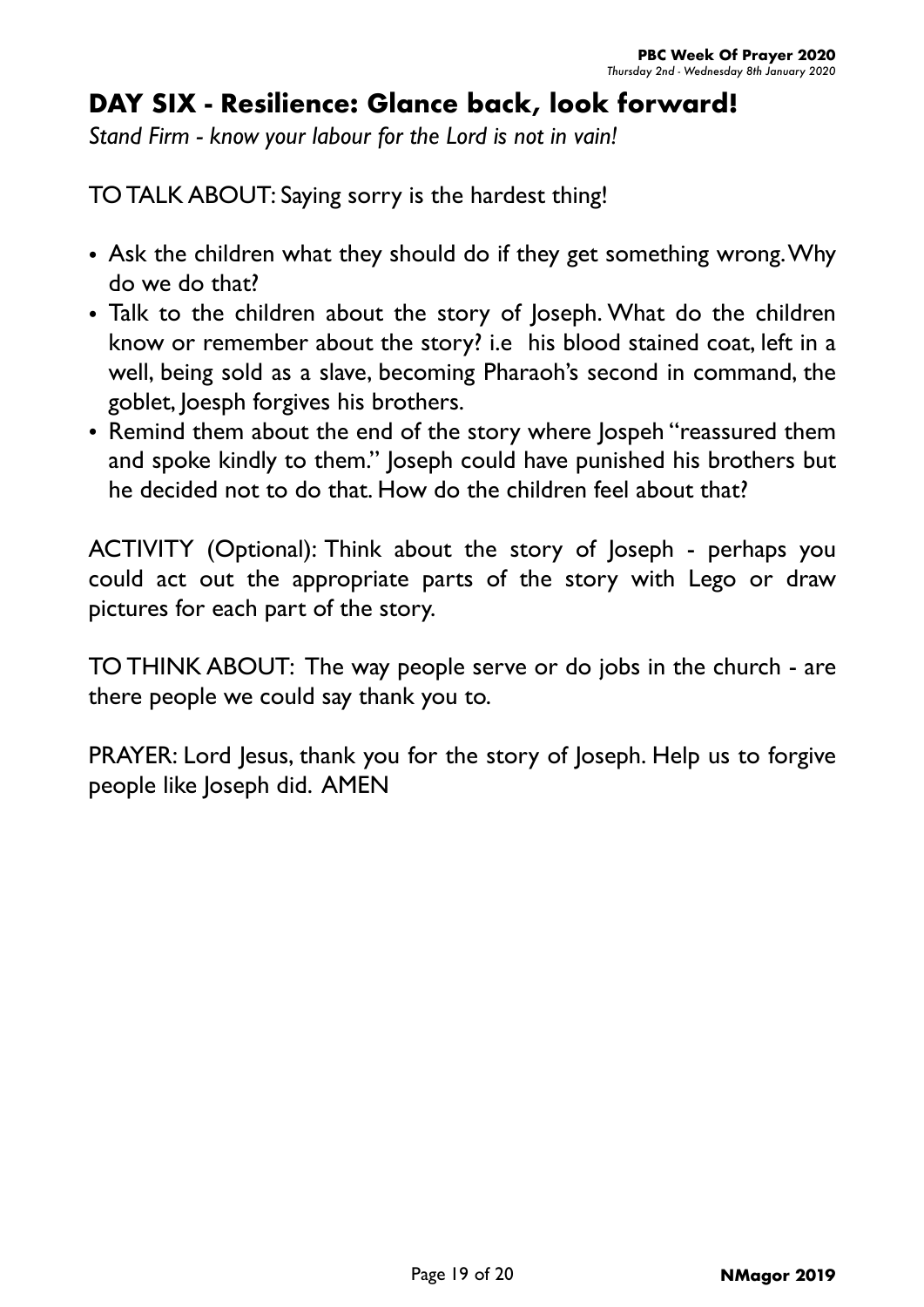## DAY SIX - Resilience: Glance back, look forward!

*Stand Firm - know your labour for the Lord is not in vain!*

TO TALK ABOUT: Saying sorry is the hardest thing!

- Ask the children what they should do if they get something wrong. Why do we do that?
- Talk to the children about the story of Joseph. What do the children know or remember about the story? i.e his blood stained coat, left in a well, being sold as a slave, becoming Pharaoh's second in command, the goblet, Joesph forgives his brothers.
- Remind them about the end of the story where Jospeh "reassured them and spoke kindly to them." Joseph could have punished his brothers but he decided not to do that. How do the children feel about that?

ACTIVITY (Optional): Think about the story of Joseph - perhaps you could act out the appropriate parts of the story with Lego or draw pictures for each part of the story.

TO THINK ABOUT: The way people serve or do jobs in the church - are there people we could say thank you to.

PRAYER: Lord Jesus, thank you for the story of Joseph. Help us to forgive people like Joseph did. AMEN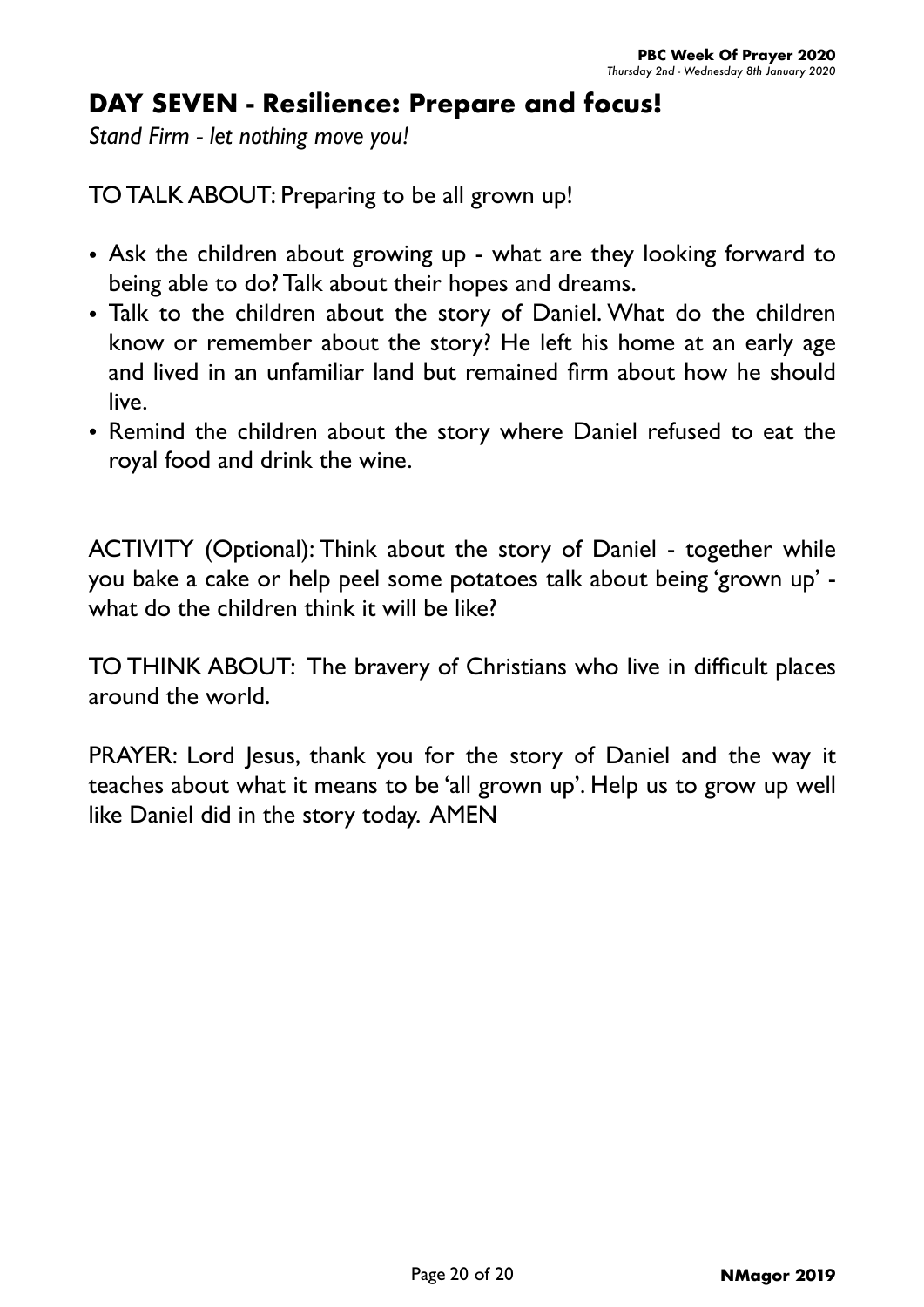## DAY SEVEN - Resilience: Prepare and focus!

*Stand Firm - let nothing move you!*

TO TALK ABOUT: Preparing to be all grown up!

- Ask the children about growing up - what are they looking forward to being able to do? Talk about their hopes and dreams.
- Talk to the children about the story of Daniel. What do the children know or remember about the story? He left his home at an early age and lived in an unfamiliar land but remained firm about how he should live.
- Remind the children about the story where Daniel refused to eat the royal food and drink the wine.

ACTIVITY (Optional): Think about the story of Daniel - together while you bake a cake or help peel some potatoes talk about being 'grown up' - what do the children think it will be like?

TO THINK ABOUT: The bravery of Christians who live in difficult places around the world.

PRAYER: Lord Jesus, thank you for the story of Daniel and the way it teaches about what it means to be 'all grown up'. Help us to grow up well like Daniel did in the story today. AMEN